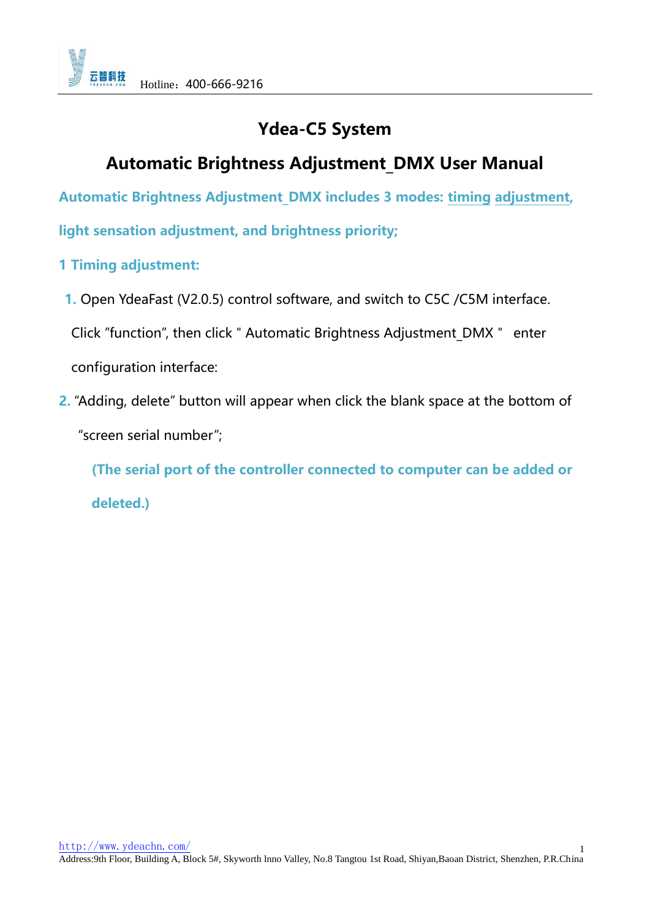# Ydea-C5 System

# Automatic Brightness Adjustment_DMX User Manual

**Automatic Brightness Adjustment_DMX includes 3 modes: timing adjustment, light sensation adjustment, and brightness priority;**

## 1 Timing adjustment:

1. Open YdeaFast (V2.0.5) control software, and switch to C5C /C5M interface. Click "function", then click " Automatic Brightness Adjustment_DMX " enter configuration interface:

2. "Adding, delete" button will appear when click the blank space at the bottom of "screen serial number";

   **(The serial port of the controller connected to computer can be added or deleted.)**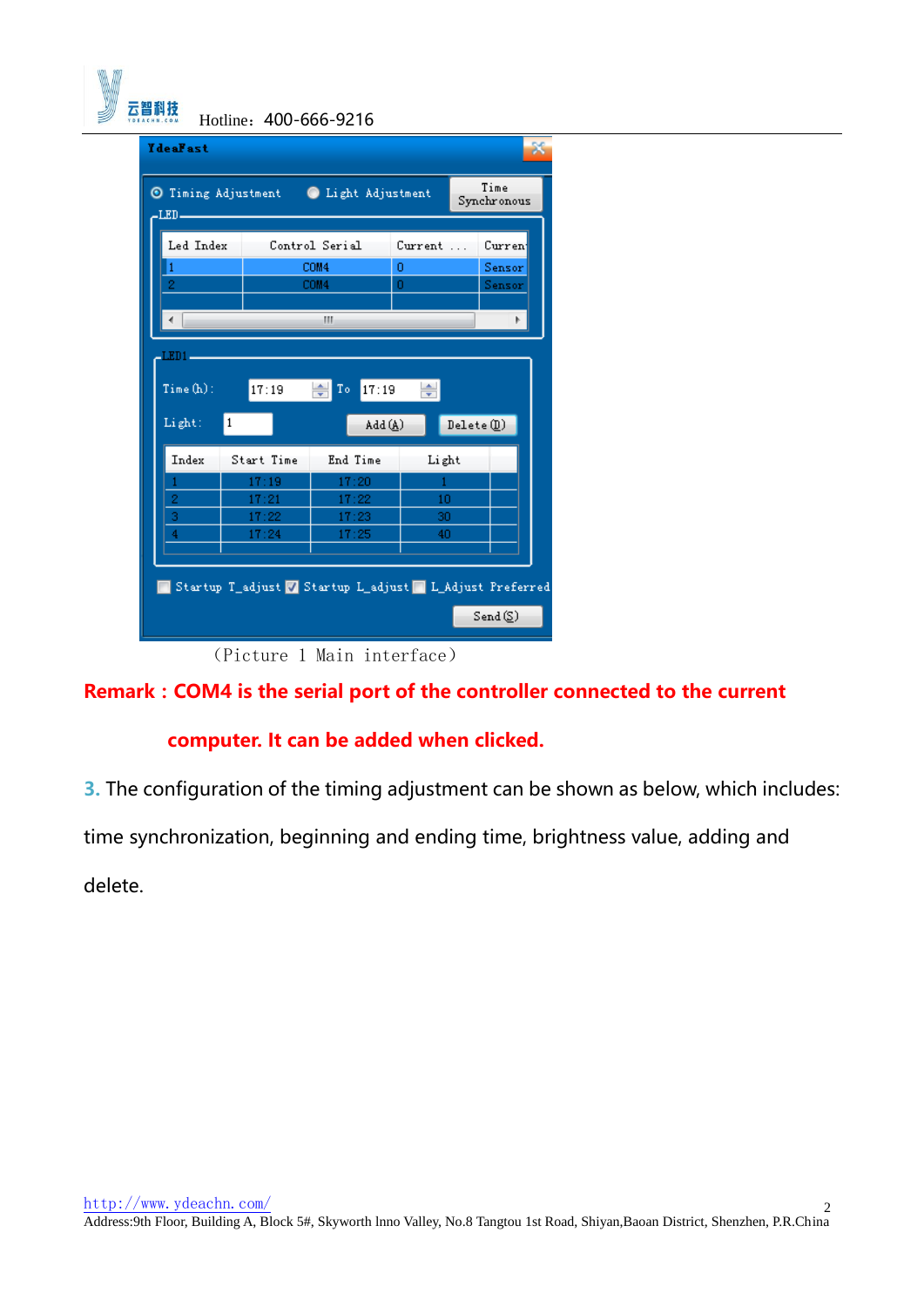（Picture 1 Main interface）

**Remark：COM4 is the serial port of the controller connected to the current computer. It can be added when clicked.**

3. The configuration of the timing adjustment can be shown as below, which includes: time synchronization, beginning and ending time, brightness value, adding and delete.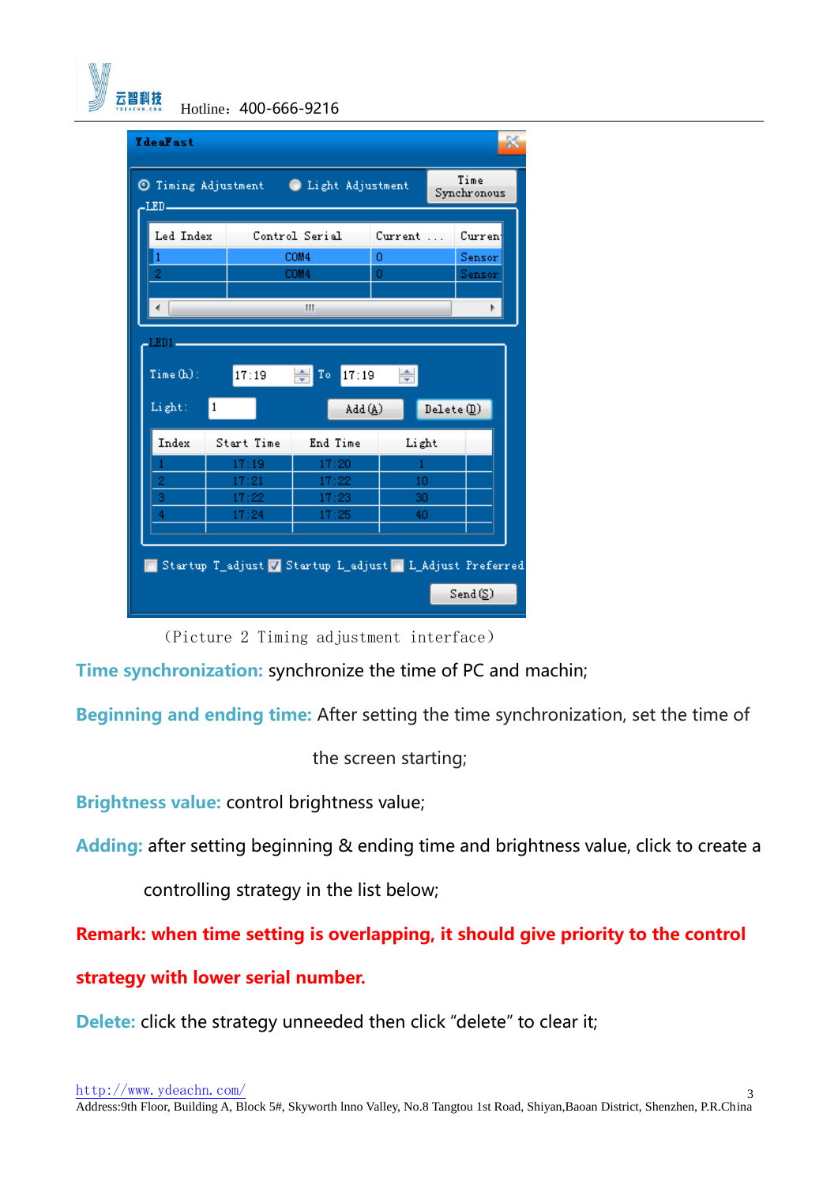(Picture 2 Timing adjustment interface)

**Time synchronization:** synchronize the time of PC and machin;

**Beginning and ending time:** After setting the time synchronization, set the time of the screen starting;

**Brightness value:** control brightness value;

**Adding:** after setting beginning & ending time and brightness value, click to create a controlling strategy in the list below;

**Remark: when time setting is overlapping, it should give priority to the control strategy with lower serial number.**

**Delete:** click the strategy unneeded then click "delete" to clear it;

http://www.ydeachn.com/

Address:9th Floor, Building A, Block 5#, Skyworth lnno Valley, No.8 Tangtou 1st Road, Shiyan,Baoan District, Shenzhen, P.R.China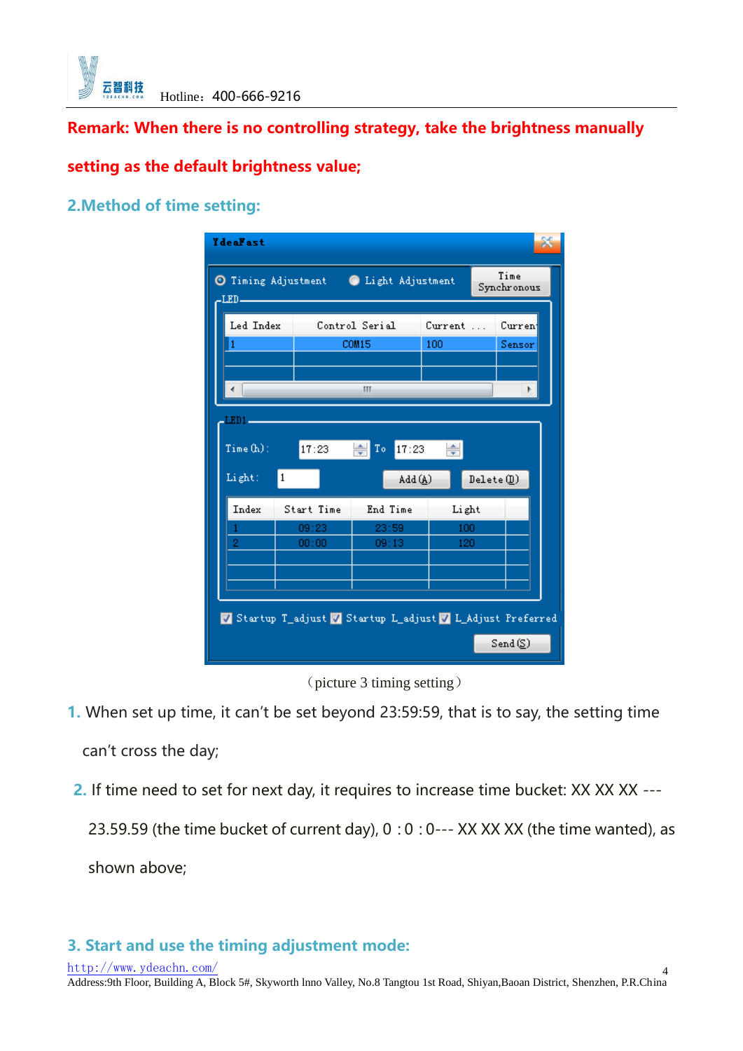**Remark: When there is no controlling strategy, take the brightness manually setting as the default brightness value;**

## 2.Method of time setting:

（picture 3 timing setting）

1. When set up time, it can’t be set beyond 23:59:59, that is to say, the setting time can’t cross the day;

2. If time need to set for next day, it requires to increase time bucket: XX XX XX --- 23.59.59 (the time bucket of current day), 0 : 0 : 0--- XX XX XX (the time wanted), as shown above;

## 3. Start and use the timing adjustment mode:

http://www.ydeachn.com/

Address:9th Floor, Building A, Block 5#, Skyworth lnno Valley, No.8 Tangtou 1st Road, Shiyan,Baoan District, Shenzhen, P.R.China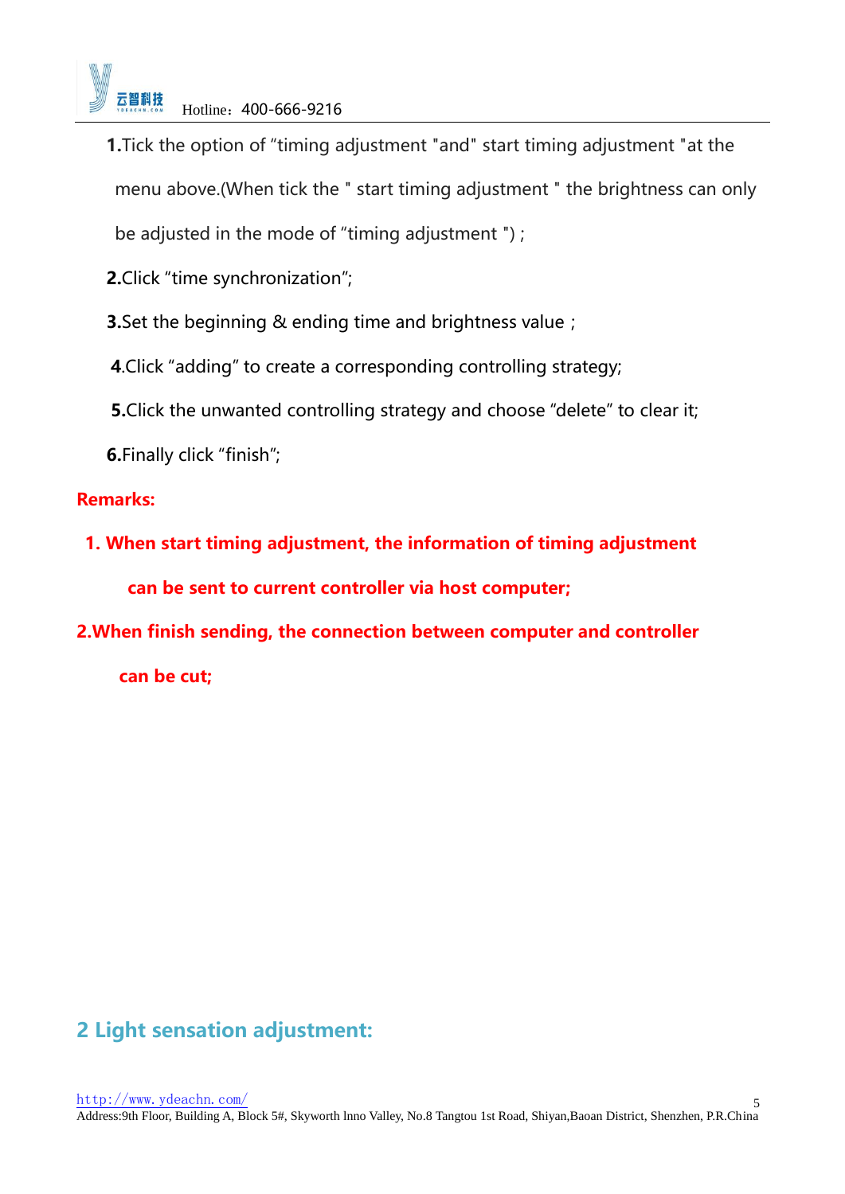**1.**Tick the option of “timing adjustment "and" start timing adjustment "at the menu above.(When tick the " start timing adjustment " the brightness can only be adjusted in the mode of “timing adjustment ") ;

**2.**Click “time synchronization”;

**3.**Set the beginning & ending time and brightness value ;

**4**.Click “adding” to create a corresponding controlling strategy;

**5.**Click the unwanted controlling strategy and choose “delete” to clear it;

**6.**Finally click “finish”;

**Remarks:**

**1. When start timing adjustment, the information of timing adjustment can be sent to current controller via host computer;**

**2.When finish sending, the connection between computer and controller can be cut;**

## 2 Light sensation adjustment: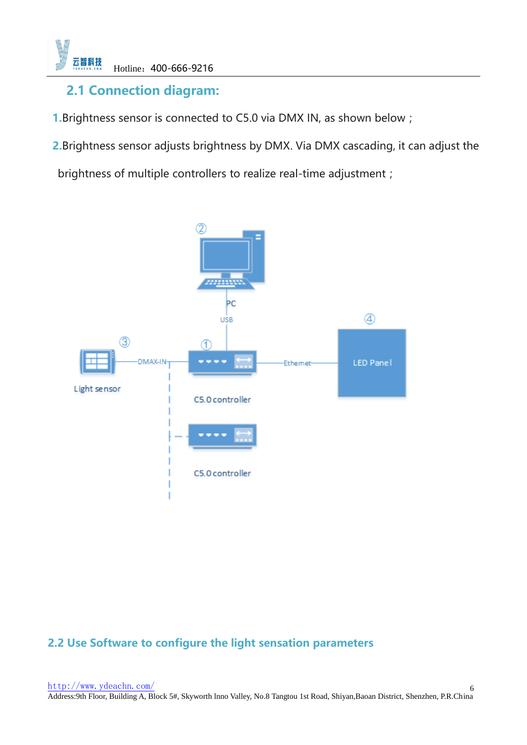## 2.1 Connection diagram:

1.Brightness sensor is connected to C5.0 via DMX IN, as shown below；

2.Brightness sensor adjusts brightness by DMX. Via DMX cascading, it can adjust the brightness of multiple controllers to realize real-time adjustment；

## 2.2 Use Software to configure the light sensation parameters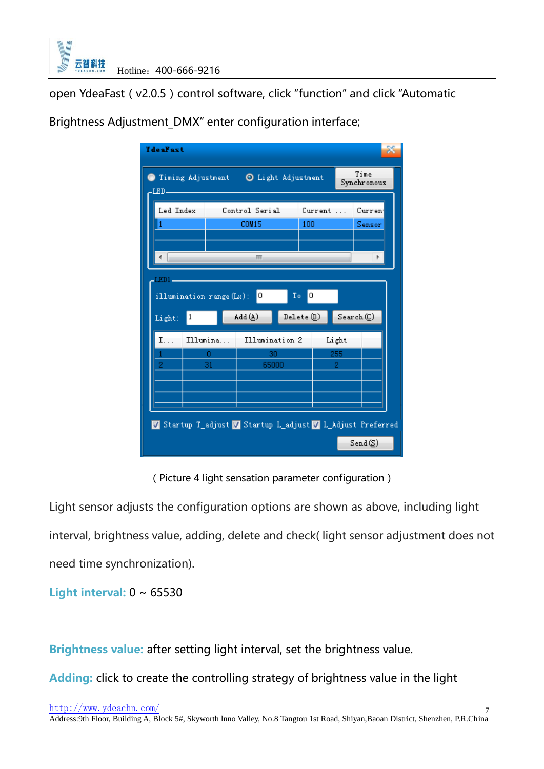open YdeaFast ( v2.0.5 ) control software, click “function” and click “Automatic Brightness Adjustment_DMX” enter configuration interface;

( Picture 4 light sensation parameter configuration )

Light sensor adjusts the configuration options are shown as above, including light interval, brightness value, adding, delete and check( light sensor adjustment does not need time synchronization).

**Light interval:** 0 ~ 65530

**Brightness value:** after setting light interval, set the brightness value.

**Adding:** click to create the controlling strategy of brightness value in the light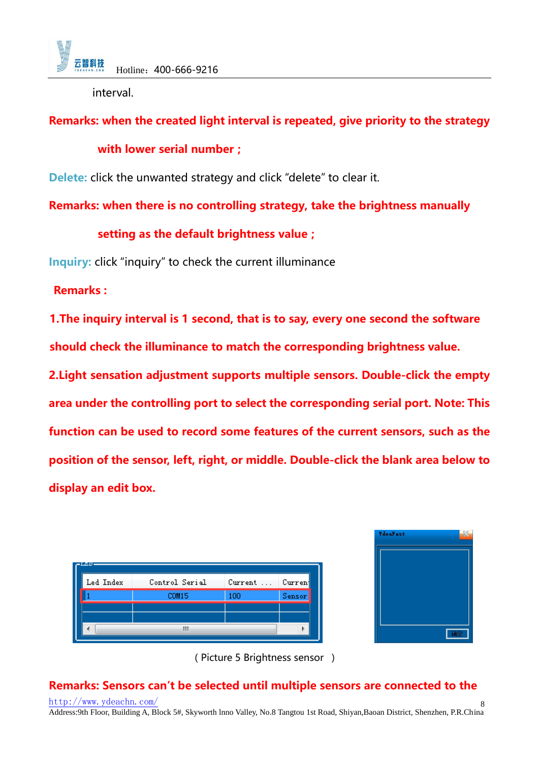interval.

**Remarks: when the created light interval is repeated, give priority to the strategy with lower serial number ;**

**Delete:** click the unwanted strategy and click “delete” to clear it.

**Remarks: when there is no controlling strategy, take the brightness manually setting as the default brightness value ;**

**Inquiry:** click “inquiry” to check the current illuminance

**Remarks :**

**1.The inquiry interval is 1 second, that is to say, every one second the software should check the illuminance to match the corresponding brightness value.**

**2.Light sensation adjustment supports multiple sensors. Double-click the empty area under the controlling port to select the corresponding serial port. Note: This function can be used to record some features of the current sensors, such as the position of the sensor, left, right, or middle. Double-click the blank area below to display an edit box.**

| Led Index | Control Serial | Current ... | Curren |
|---|---|---|---|
| 1 | COM15 | 100 | Sensor |

（Picture 5 Brightness sensor ）

**Remarks: Sensors can’t be selected until multiple sensors are connected to the**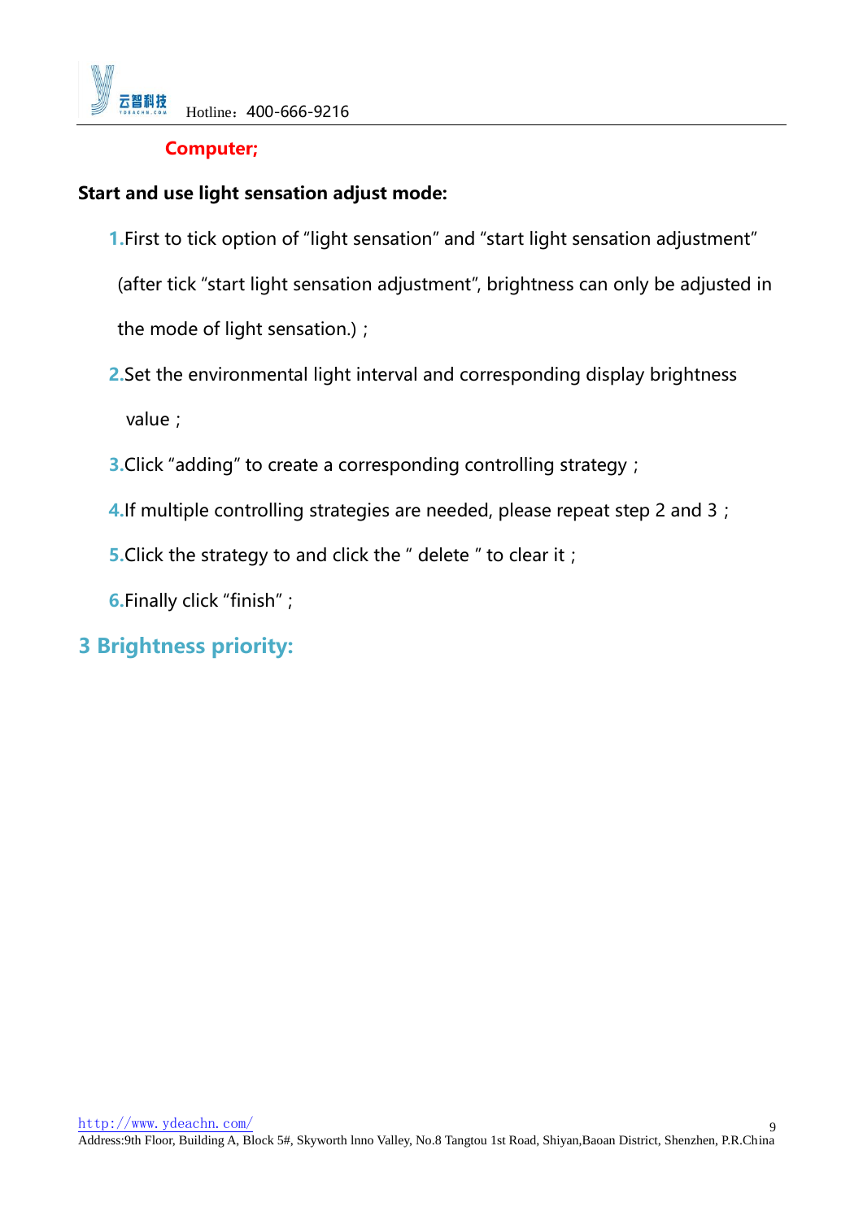**Computer;**

**Start and use light sensation adjust mode:**

1. First to tick option of "light sensation" and "start light sensation adjustment" (after tick "start light sensation adjustment", brightness can only be adjusted in the mode of light sensation.)；
2. Set the environmental light interval and corresponding display brightness value；
3. Click "adding" to create a corresponding controlling strategy；
4. If multiple controlling strategies are needed, please repeat step 2 and 3；
5. Click the strategy to and click the " delete " to clear it；
6. Finally click "finish"；

## 3 Brightness priority: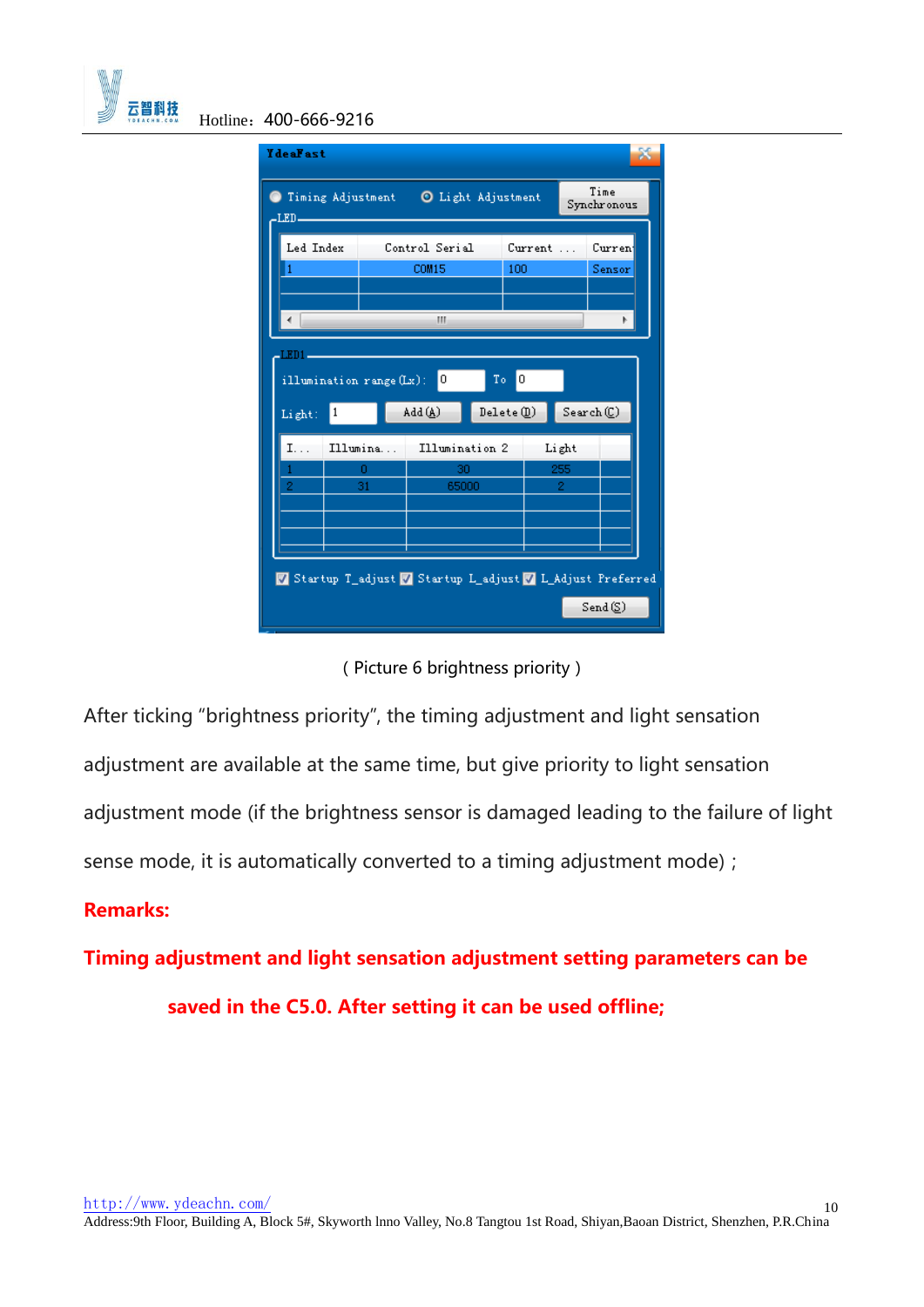( Picture 6 brightness priority )

After ticking “brightness priority”, the timing adjustment and light sensation adjustment are available at the same time, but give priority to light sensation adjustment mode (if the brightness sensor is damaged leading to the failure of light sense mode, it is automatically converted to a timing adjustment mode) ;

**Remarks:**

**Timing adjustment and light sensation adjustment setting parameters can be saved in the C5.0. After setting it can be used offline;**

http://www.ydeachn.com/

Address:9th Floor, Building A, Block 5#, Skyworth lnno Valley, No.8 Tangtou 1st Road, Shiyan,Baoan District, Shenzhen, P.R.China